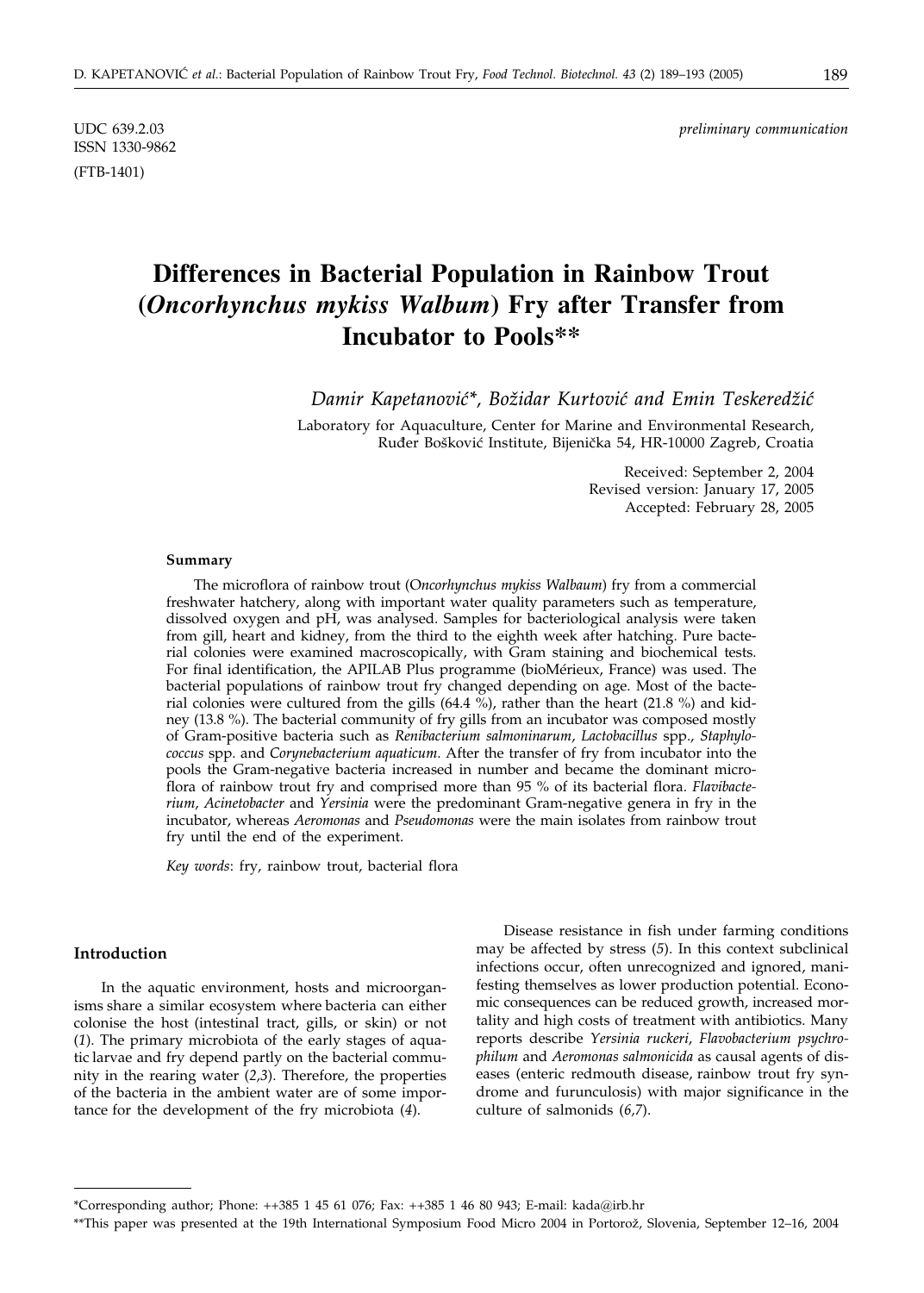UDC 639.2.03
ISSN 1330-9862
(FTB-1401)

*preliminary communication*

# Differences in Bacterial Population in Rainbow Trout (*Oncorhynchus mykiss Walbum*) Fry after Transfer from Incubator to Pools**

*Damir Kapetanović\*, Božidar Kurtović and Emin Teskeredžić*

Laboratory for Aquaculture, Center for Marine and Environmental Research, Ruđer Bošković Institute, Bijenička 54, HR-10000 Zagreb, Croatia

Received: September 2, 2004
Revised version: January 17, 2005
Accepted: February 28, 2005

#### Summary

The microflora of rainbow trout (*Oncorhynchus mykiss Walbaum*) fry from a commercial freshwater hatchery, along with important water quality parameters such as temperature, dissolved oxygen and pH, was analysed. Samples for bacteriological analysis were taken from gill, heart and kidney, from the third to the eighth week after hatching. Pure bacterial colonies were examined macroscopically, with Gram staining and biochemical tests. For final identification, the APILAB Plus programme (bioMérieux, France) was used. The bacterial populations of rainbow trout fry changed depending on age. Most of the bacterial colonies were cultured from the gills (64.4 %), rather than the heart (21.8 %) and kidney (13.8 %). The bacterial community of fry gills from an incubator was composed mostly of Gram-positive bacteria such as *Renibacterium salmoninarum*, *Lactobacillus* spp., *Staphylococcus* spp. and *Corynebacterium aquaticum*. After the transfer of fry from incubator into the pools the Gram-negative bacteria increased in number and became the dominant microflora of rainbow trout fry and comprised more than 95 % of its bacterial flora. *Flavibacterium*, *Acinetobacter* and *Yersinia* were the predominant Gram-negative genera in fry in the incubator, whereas *Aeromonas* and *Pseudomonas* were the main isolates from rainbow trout fry until the end of the experiment.

*Key words*: fry, rainbow trout, bacterial flora

#### Introduction

In the aquatic environment, hosts and microorganisms share a similar ecosystem where bacteria can either colonise the host (intestinal tract, gills, or skin) or not (*1*). The primary microbiota of the early stages of aquatic larvae and fry depend partly on the bacterial community in the rearing water (*2,3*). Therefore, the properties of the bacteria in the ambient water are of some importance for the development of the fry microbiota (*4*).

Disease resistance in fish under farming conditions may be affected by stress (*5*). In this context subclinical infections occur, often unrecognized and ignored, manifesting themselves as lower production potential. Economic consequences can be reduced growth, increased mortality and high costs of treatment with antibiotics. Many reports describe *Yersinia ruckeri*, *Flavobacterium psychrophilum* and *Aeromonas salmonicida* as causal agents of diseases (enteric redmouth disease, rainbow trout fry syndrome and furunculosis) with major significance in the culture of salmonids (*6,7*).

---

\*Corresponding author; Phone: ++385 1 45 61 076; Fax: ++385 1 46 80 943; E-mail: kada@irb.hr

\*\*This paper was presented at the 19th International Symposium Food Micro 2004 in Portorož, Slovenia, September 12–16, 2004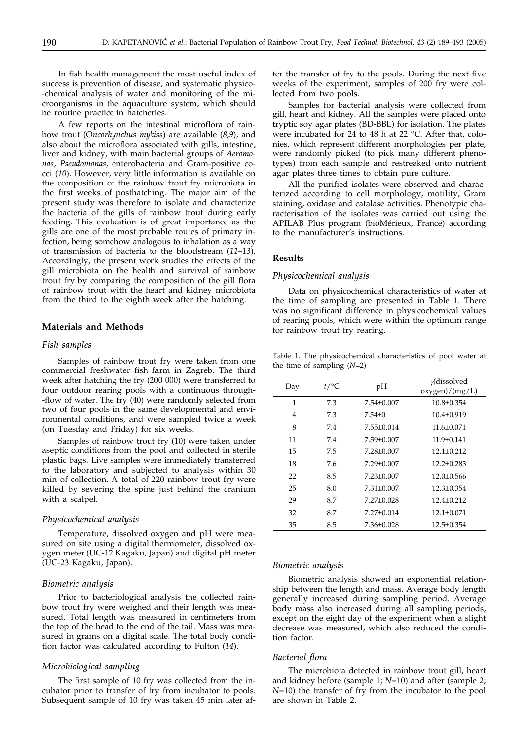In fish health management the most useful index of success is prevention of disease, and systematic physico-chemical analysis of water and monitoring of the microorganisms in the aquaculture system, which should be routine practice in hatcheries.

A few reports on the intestinal microflora of rainbow trout (*Oncorhynchus mykiss*) are available (*8,9*), and also about the microflora associated with gills, intestine, liver and kidney, with main bacterial groups of *Aeromonas*, *Pseudomonas*, enterobacteria and Gram-positive cocci (*10*). However, very little information is available on the composition of the rainbow trout fry microbiota in the first weeks of posthatching. The major aim of the present study was therefore to isolate and characterize the bacteria of the gills of rainbow trout during early feeding. This evaluation is of great importance as the gills are one of the most probable routes of primary infection, being somehow analogous to inhalation as a way of transmission of bacteria to the bloodstream (*11–13*). Accordingly, the present work studies the effects of the gill microbiota on the health and survival of rainbow trout fry by comparing the composition of the gill flora of rainbow trout with the heart and kidney microbiota from the third to the eighth week after the hatching.

## Materials and Methods

### Fish samples

Samples of rainbow trout fry were taken from one commercial freshwater fish farm in Zagreb. The third week after hatching the fry (200 000) were transferred to four outdoor rearing pools with a continuous through-flow of water. The fry (40) were randomly selected from two of four pools in the same developmental and environmental conditions, and were sampled twice a week (on Tuesday and Friday) for six weeks.

Samples of rainbow trout fry (10) were taken under aseptic conditions from the pool and collected in sterile plastic bags. Live samples were immediately transferred to the laboratory and subjected to analysis within 30 min of collection. A total of 220 rainbow trout fry were killed by severing the spine just behind the cranium with a scalpel.

### Physicochemical analysis

Temperature, dissolved oxygen and pH were measured on site using a digital thermometer, dissolved oxygen meter (UC-12 Kagaku, Japan) and digital pH meter (UC-23 Kagaku, Japan).

### Biometric analysis

Prior to bacteriological analysis the collected rainbow trout fry were weighed and their length was measured. Total length was measured in centimeters from the top of the head to the end of the tail. Mass was measured in grams on a digital scale. The total body condition factor was calculated according to Fulton (*14*).

### Microbiological sampling

The first sample of 10 fry was collected from the incubator prior to transfer of fry from incubator to pools. Subsequent sample of 10 fry was taken 45 min later after the transfer of fry to the pools. During the next five weeks of the experiment, samples of 200 fry were collected from two pools.

Samples for bacterial analysis were collected from gill, heart and kidney. All the samples were placed onto tryptic soy agar plates (BD-BBL) for isolation. The plates were incubated for 24 to 48 h at 22 °C. After that, colonies, which represent different morphologies per plate, were randomly picked (to pick many different phenotypes) from each sample and restreaked onto nutrient agar plates three times to obtain pure culture.

All the purified isolates were observed and characterized according to cell morphology, motility, Gram staining, oxidase and catalase activities. Phenotypic characterisation of the isolates was carried out using the APILAB Plus program (bioMérieux, France) according to the manufacturer's instructions.

## Results

### Physicochemical analysis

Data on physicochemical characteristics of water at the time of sampling are presented in Table 1. There was no significant difference in physicochemical values of rearing pools, which were within the optimum range for rainbow trout fry rearing.

Table 1. The physicochemical characteristics of pool water at the time of sampling ($N$=2)

| Day | $t$/°C | pH | $\gamma$(dissolved oxygen)/(mg/L) |
|---|---|---|---|
| 1 | 7.3 | 7.54±0.007 | 10.8±0.354 |
| 4 | 7.3 | 7.54±0 | 10.4±0.919 |
| 8 | 7.4 | 7.55±0.014 | 11.6±0.071 |
| 11 | 7.4 | 7.59±0.007 | 11.9±0.141 |
| 15 | 7.5 | 7.28±0.007 | 12.1±0.212 |
| 18 | 7.6 | 7.29±0.007 | 12.2±0.283 |
| 22 | 8.5 | 7.23±0.007 | 12.0±0.566 |
| 25 | 8.0 | 7.31±0.007 | 12.3±0.354 |
| 29 | 8.7 | 7.27±0.028 | 12.4±0.212 |
| 32 | 8.7 | 7.27±0.014 | 12.1±0.071 |
| 35 | 8.5 | 7.36±0.028 | 12.5±0.354 |

### Biometric analysis

Biometric analysis showed an exponential relationship between the length and mass. Average body length generally increased during sampling period. Average body mass also increased during all sampling periods, except on the eight day of the experiment when a slight decrease was measured, which also reduced the condition factor.

### Bacterial flora

The microbiota detected in rainbow trout gill, heart and kidney before (sample 1; $N$=10) and after (sample 2; $N$=10) the transfer of fry from the incubator to the pool are shown in Table 2.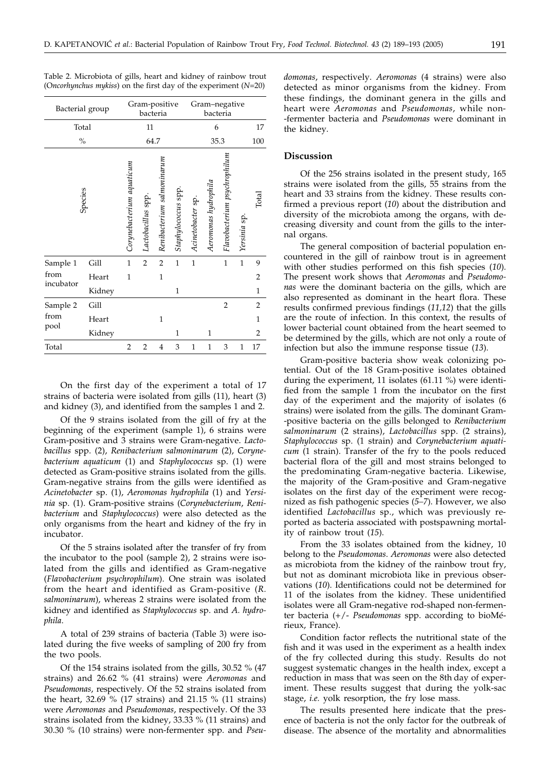Table 2. Microbiota of gills, heart and kidney of rainbow trout (*Oncorhynchus mykiss*) on the first day of the experiment (*N*=20)

| Bacterial group | | Gram-positive bacteria | | | | Gram–negative bacteria | | | | |
|---|---|---|---|---|---|---|---|---|---|---|
| Total | | 11 | | | | 6 | | | | 17 |
| % | | 64.7 | | | | 35.3 | | | | 100 |
| Species | | *Corynebacterium aquaticum* | *Lactobacillus* spp. | *Renibacterium salmoninarum* | *Staphylococcus* spp. | *Acinetobacter* sp. | *Aeromonas hydrophila* | *Flavobacterium psychrophilum* | *Yersinia* sp. | Total |
| Sample 1 from incubator | Gill | 1 | 2 | 2 | 1 | 1 | | 1 | 1 | 9 |
| | Heart | 1 | | 1 | | | | | | 2 |
| | Kidney | | | | 1 | | | | | 1 |
| Sample 2 from pool | Gill | | | | | | | 2 | | 2 |
| | Heart | | | 1 | | | | | | 1 |
| | Kidney | | | | 1 | | 1 | | | 2 |
| Total | | 2 | 2 | 4 | 3 | 1 | 1 | 3 | 1 | 17 |

On the first day of the experiment a total of 17 strains of bacteria were isolated from gills (11), heart (3) and kidney (3), and identified from the samples 1 and 2.

Of the 9 strains isolated from the gill of fry at the beginning of the experiment (sample 1), 6 strains were Gram-positive and 3 strains were Gram-negative. *Lactobacillus* spp. (2), *Renibacterium salmoninarum* (2), *Corynebacterium aquaticum* (1) and *Staphylococcus* sp. (1) were detected as Gram-positive strains isolated from the gills. Gram-negative strains from the gills were identified as *Acinetobacter* sp. (1), *Aeromonas hydrophila* (1) and *Yersinia* sp. (1). Gram-positive strains (*Corynebacterium*, *Renibacterium* and *Staphylococcus*) were also detected as the only organisms from the heart and kidney of the fry in incubator.

Of the 5 strains isolated after the transfer of fry from the incubator to the pool (sample 2), 2 strains were isolated from the gills and identified as Gram-negative (*Flavobacterium psychrophilum*). One strain was isolated from the heart and identified as Gram-positive (*R. salmoninarum*), whereas 2 strains were isolated from the kidney and identified as *Staphylococcus* sp. and *A. hydrophila*.

A total of 239 strains of bacteria (Table 3) were isolated during the five weeks of sampling of 200 fry from the two pools.

Of the 154 strains isolated from the gills, 30.52 % (47 strains) and 26.62 % (41 strains) were *Aeromonas* and *Pseudomonas*, respectively. Of the 52 strains isolated from the heart, 32.69 % (17 strains) and 21.15 % (11 strains) were *Aeromonas* and *Pseudomonas*, respectively. Of the 33 strains isolated from the kidney, 33.33 % (11 strains) and 30.30 % (10 strains) were non-fermenter spp. and *Pseudomonas*, respectively. *Aeromonas* (4 strains) were also detected as minor organisms from the kidney. From these findings, the dominant genera in the gills and heart were *Aeromonas* and *Pseudomonas*, while non-fermenter bacteria and *Pseudomonas* were dominant in the kidney.

## Discussion

Of the 256 strains isolated in the present study, 165 strains were isolated from the gills, 55 strains from the heart and 33 strains from the kidney. These results confirmed a previous report (*10*) about the distribution and diversity of the microbiota among the organs, with decreasing diversity and count from the gills to the internal organs.

The general composition of bacterial population encountered in the gill of rainbow trout is in agreement with other studies performed on this fish species (*10*). The present work shows that *Aeromonas* and *Pseudomonas* were the dominant bacteria on the gills, which are also represented as dominant in the heart flora. These results confirmed previous findings (*11,12*) that the gills are the route of infection. In this context, the results of lower bacterial count obtained from the heart seemed to be determined by the gills, which are not only a route of infection but also the immune response tissue (*13*).

Gram-positive bacteria show weak colonizing potential. Out of the 18 Gram-positive isolates obtained during the experiment, 11 isolates (61.11 %) were identified from the sample 1 from the incubator on the first day of the experiment and the majority of isolates (6 strains) were isolated from the gills. The dominant Gram-positive bacteria on the gills belonged to *Renibacterium salmoninarum* (2 strains), *Lactobacillus* spp. (2 strains), *Staphylococcus* sp. (1 strain) and *Corynebacterium aquaticum* (1 strain). Transfer of the fry to the pools reduced bacterial flora of the gill and most strains belonged to the predominating Gram-negative bacteria. Likewise, the majority of the Gram-positive and Gram-negative isolates on the first day of the experiment were recognized as fish pathogenic species (*5–7*). However, we also identified *Lactobacillus* sp., which was previously reported as bacteria associated with postspawning mortality of rainbow trout (*15*).

From the 33 isolates obtained from the kidney, 10 belong to the *Pseudomonas*. *Aeromonas* were also detected as microbiota from the kidney of the rainbow trout fry, but not as dominant microbiota like in previous observations (*10*). Identifications could not be determined for 11 of the isolates from the kidney. These unidentified isolates were all Gram-negative rod-shaped non-fermenter bacteria (+/- *Pseudomonas* spp. according to bioMérieux, France).

Condition factor reflects the nutritional state of the fish and it was used in the experiment as a health index of the fry collected during this study. Results do not suggest systematic changes in the health index, except a reduction in mass that was seen on the 8th day of experiment. These results suggest that during the yolk-sac stage, *i.e.* yolk resorption, the fry lose mass.

The results presented here indicate that the presence of bacteria is not the only factor for the outbreak of disease. The absence of the mortality and abnormalities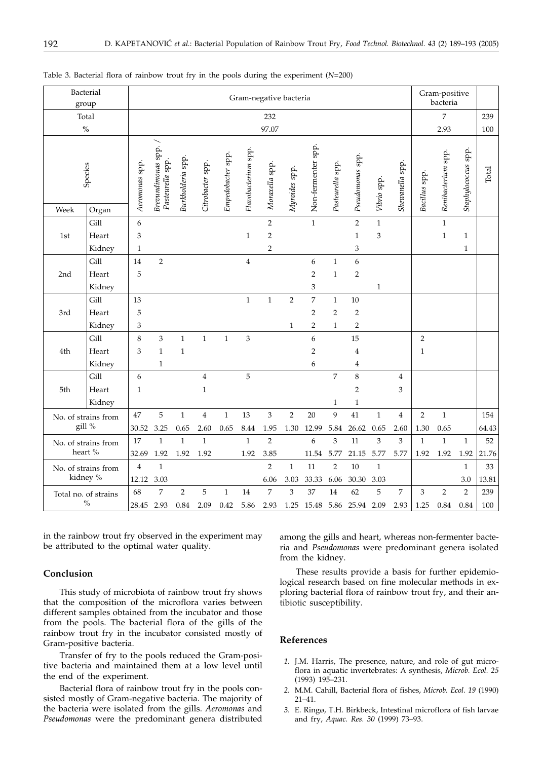Table 3. Bacterial flora of rainbow trout fry in the pools during the experiment (*N*=200)

| Bacterial group | | Gram-negative bacteria | | | | | | | | | | | | | Gram-positive bacteria | | | |
|---|---|---|---|---|---|---|---|---|---|---|---|---|---|---|---|---|---|---|
| Total | | 232 | | | | | | | | | | | | | 7 | | | 239 |
| % | | 97.07 | | | | | | | | | | | | | 2.93 | | | 100 |
| **Species** | | *Aeromonas* spp. | *Brevundimonas* spp. / *Pasteurella* spp. | *Burkholderia* spp. | *Citrobacter* spp. | *Empedobacter* spp. | *Flavobacterium* spp. | *Moraxella* spp. | *Myroides* spp. | Non-fermenter spp. | *Pasteurella* spp. | *Pseudomonas* spp. | *Vibrio* spp. | *Shewanella* spp. | *Bacillus* spp. | *Renibacterium* spp. | *Staphylococcus* spp. | Total |
| **Week** | **Organ** | | | | | | | | | | | | | | | | | |
| 1st | Gill | 6 | | | | | | 2 | | 1 | | 2 | 1 | | | 1 | | |
| | Heart | 3 | | | | | 1 | 2 | | | | 1 | 3 | | | 1 | 1 | |
| | Kidney | 1 | | | | | | 2 | | | | 3 | | | | | 1 | |
| 2nd | Gill | 14 | 2 | | | | 4 | | | 6 | 1 | 6 | | | | | | |
| | Heart | 5 | | | | | | | | 2 | 1 | 2 | | | | | | |
| | Kidney | | | | | | | | | 3 | | | 1 | | | | | |
| 3rd | Gill | 13 | | | | | 1 | 1 | 2 | 7 | 1 | 10 | | | | | | |
| | Heart | 5 | | | | | | | | 2 | 2 | 2 | | | | | | |
| | Kidney | 3 | | | | | | | 1 | 2 | 1 | 2 | | | | | | |
| 4th | Gill | 8 | 3 | 1 | 1 | 1 | 3 | | | 6 | | 15 | | | 2 | | | |
| | Heart | 3 | 1 | 1 | | | | | | 2 | | 4 | | | 1 | | | |
| | Kidney | | 1 | | | | | | | 6 | | 4 | | | | | | |
| 5th | Gill | 6 | | | 4 | | 5 | | | | 7 | 8 | | 4 | | | | |
| | Heart | 1 | | | 1 | | | | | | | 2 | | 3 | | | | |
| | Kidney | | | | | | | | | | 1 | 1 | | | | | | |
| No. of strains from gill | | 47 | 5 | 1 | 4 | 1 | 13 | 3 | 2 | 20 | 9 | 41 | 1 | 4 | 2 | 1 | | 154 |
| % | | 30.52 | 3.25 | 0.65 | 2.60 | 0.65 | 8.44 | 1.95 | 1.30 | 12.99 | 5.84 | 26.62 | 0.65 | 2.60 | 1.30 | 0.65 | | 64.43 |
| No. of strains from heart | | 17 | 1 | 1 | 1 | | 1 | 2 | | 6 | 3 | 11 | 3 | 3 | 1 | 1 | 1 | 52 |
| % | | 32.69 | 1.92 | 1.92 | 1.92 | | 1.92 | 3.85 | | 11.54 | 5.77 | 21.15 | 5.77 | 5.77 | 1.92 | 1.92 | 1.92 | 21.76 |
| No. of strains from kidney | | 4 | 1 | | | | | 2 | 1 | 11 | 2 | 10 | 1 | | | | 1 | 33 |
| % | | 12.12 | 3.03 | | | | | 6.06 | 3.03 | 33.33 | 6.06 | 30.30 | 3.03 | | | | 3.0 | 13.81 |
| Total no. of strains | | 68 | 7 | 2 | 5 | 1 | 14 | 7 | 3 | 37 | 14 | 62 | 5 | 7 | 3 | 2 | 2 | 239 |
| % | | 28.45 | 2.93 | 0.84 | 2.09 | 0.42 | 5.86 | 2.93 | 1.25 | 15.48 | 5.86 | 25.94 | 2.09 | 2.93 | 1.25 | 0.84 | 0.84 | 100 |

in the rainbow trout fry observed in the experiment may be attributed to the optimal water quality.

## Conclusion

This study of microbiota of rainbow trout fry shows that the composition of the microflora varies between different samples obtained from the incubator and those from the pools. The bacterial flora of the gills of the rainbow trout fry in the incubator consisted mostly of Gram-positive bacteria.

Transfer of fry to the pools reduced the Gram-positive bacteria and maintained them at a low level until the end of the experiment.

Bacterial flora of rainbow trout fry in the pools consisted mostly of Gram-negative bacteria. The majority of the bacteria were isolated from the gills. *Aeromonas* and *Pseudomonas* were the predominant genera distributed among the gills and heart, whereas non-fermenter bacteria and *Pseudomonas* were predominant genera isolated from the kidney.

These results provide a basis for further epidemiological research based on fine molecular methods in exploring bacterial flora of rainbow trout fry, and their antibiotic susceptibility.

## References

1. J.M. Harris, The presence, nature, and role of gut microflora in aquatic invertebrates: A synthesis, *Microb. Ecol. 25* (1993) 195–231.
2. M.M. Cahill, Bacterial flora of fishes, *Microb. Ecol. 19* (1990) 21–41.
3. E. Ringø, T.H. Birkbeck, Intestinal microflora of fish larvae and fry, *Aquac. Res. 30* (1999) 73–93.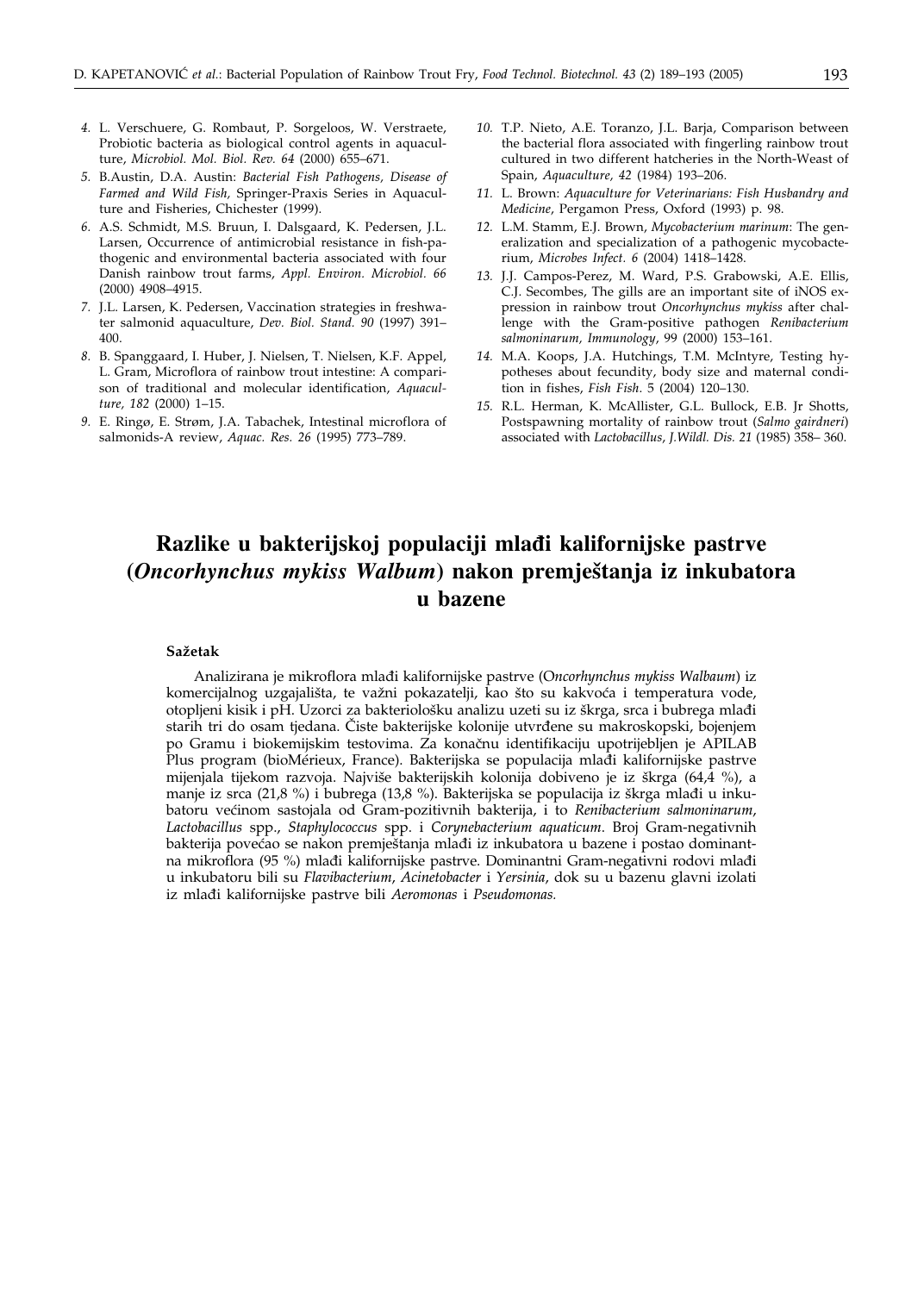4. L. Verschuere, G. Rombaut, P. Sorgeloos, W. Verstraete, Probiotic bacteria as biological control agents in aquaculture, *Microbiol. Mol. Biol. Rev. 64* (2000) 655–671.
5. B.Austin, D.A. Austin: *Bacterial Fish Pathogens, Disease of Farmed and Wild Fish*, Springer-Praxis Series in Aquaculture and Fisheries, Chichester (1999).
6. A.S. Schmidt, M.S. Bruun, I. Dalsgaard, K. Pedersen, J.L. Larsen, Occurrence of antimicrobial resistance in fish-pathogenic and environmental bacteria associated with four Danish rainbow trout farms, *Appl. Environ. Microbiol. 66* (2000) 4908–4915.
7. J.L. Larsen, K. Pedersen, Vaccination strategies in freshwater salmonid aquaculture, *Dev. Biol. Stand. 90* (1997) 391–400.
8. B. Spanggaard, I. Huber, J. Nielsen, T. Nielsen, K.F. Appel, L. Gram, Microflora of rainbow trout intestine: A comparison of traditional and molecular identification, *Aquaculture, 182* (2000) 1–15.
9. E. Ringø, E. Strøm, J.A. Tabachek, Intestinal microflora of salmonids-A review, *Aquac. Res. 26* (1995) 773–789.
10. T.P. Nieto, A.E. Toranzo, J.L. Barja, Comparison between the bacterial flora associated with fingerling rainbow trout cultured in two different hatcheries in the North-Weast of Spain, *Aquaculture, 42* (1984) 193–206.
11. L. Brown: *Aquaculture for Veterinarians: Fish Husbandry and Medicine*, Pergamon Press, Oxford (1993) p. 98.
12. L.M. Stamm, E.J. Brown, *Mycobacterium marinum*: The generalization and specialization of a pathogenic mycobacterium, *Microbes Infect. 6* (2004) 1418–1428.
13. J.J. Campos-Perez, M. Ward, P.S. Grabowski, A.E. Ellis, C.J. Secombes, The gills are an important site of iNOS expression in rainbow trout *Oncorhynchus mykiss* after challenge with the Gram-positive pathogen *Renibacterium salmoninarum, Immunology*, 99 (2000) 153–161.
14. M.A. Koops, J.A. Hutchings, T.M. McIntyre, Testing hypotheses about fecundity, body size and maternal condition in fishes, *Fish Fish.* 5 (2004) 120–130.
15. R.L. Herman, K. McAllister, G.L. Bullock, E.B. Jr Shotts, Postspawning mortality of rainbow trout (*Salmo gairdneri*) associated with *Lactobacillus*, *J.Wildl. Dis. 21* (1985) 358– 360.

# Razlike u bakterijskoj populaciji mlađi kalifornijske pastrve (*Oncorhynchus mykiss Walbum*) nakon premještanja iz inkubatora u bazene

### Sažetak

Analizirana je mikroflora mlađi kalifornijske pastrve (O*ncorhynchus mykiss Walbaum*) iz komercijalnog uzgajališta, te važni pokazatelji, kao što su kakvoća i temperatura vode, otopljeni kisik i pH. Uzorci za bakteriološku analizu uzeti su iz škrga, srca i bubrega mlađi starih tri do osam tjedana. Čiste bakterijske kolonije utvrđene su makroskopski, bojenjem po Gramu i biokemijskim testovima. Za konačnu identifikaciju upotrijebljen je APILAB Plus program (bioMérieux, France). Bakterijska se populacija mlađi kalifornijske pastrve mijenjala tijekom razvoja. Najviše bakterijskih kolonija dobiveno je iz škrga (64,4 %), a manje iz srca (21,8 %) i bubrega (13,8 %). Bakterijska se populacija iz škrga mlađi u inkubatoru većinom sastojala od Gram-pozitivnih bakterija, i to *Renibacterium salmoninarum*, *Lactobacillus* spp., *Staphylococcus* spp. i *Corynebacterium aquaticum*. Broj Gram-negativnih bakterija povećao se nakon premještanja mlađi iz inkubatora u bazene i postao dominantna mikroflora (95 %) mlađi kalifornijske pastrve. Dominantni Gram-negativni rodovi mlađi u inkubatoru bili su *Flavibacterium*, *Acinetobacter* i *Yersinia*, dok su u bazenu glavni izolati iz mlađi kalifornijske pastrve bili *Aeromonas* i *Pseudomonas.*